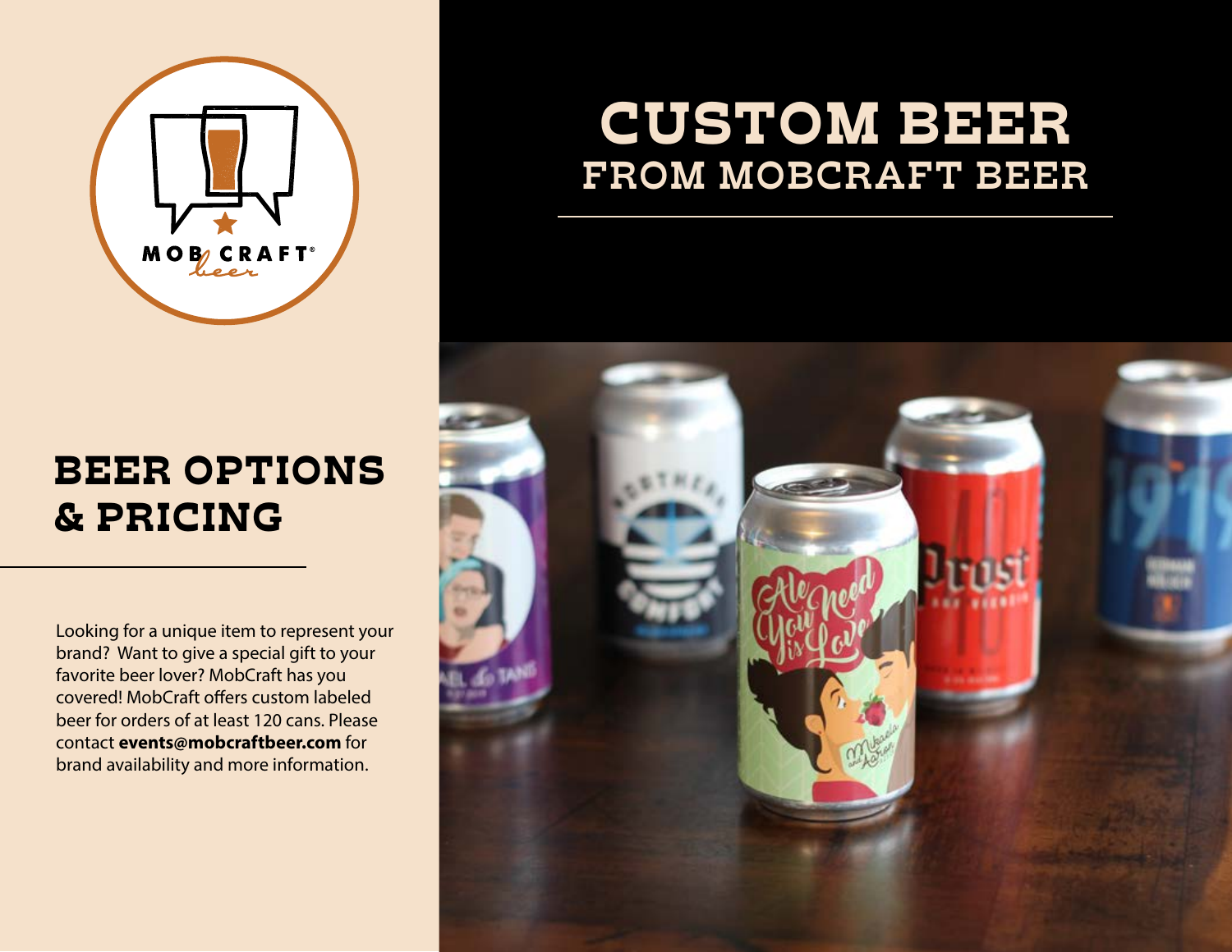# CUSTOM BEER

## FROM MOBCRAFT BEER

## BEER OPTIONS & PRICING

Looking for a unique item to represent your brand? Want to give a special gift to your favorite beer lover? MobCraft has you covered! MobCraft offers custom labeled beer for orders of at least 120 cans. Please contact **events@mobcraftbeer.com** for brand availability and more information.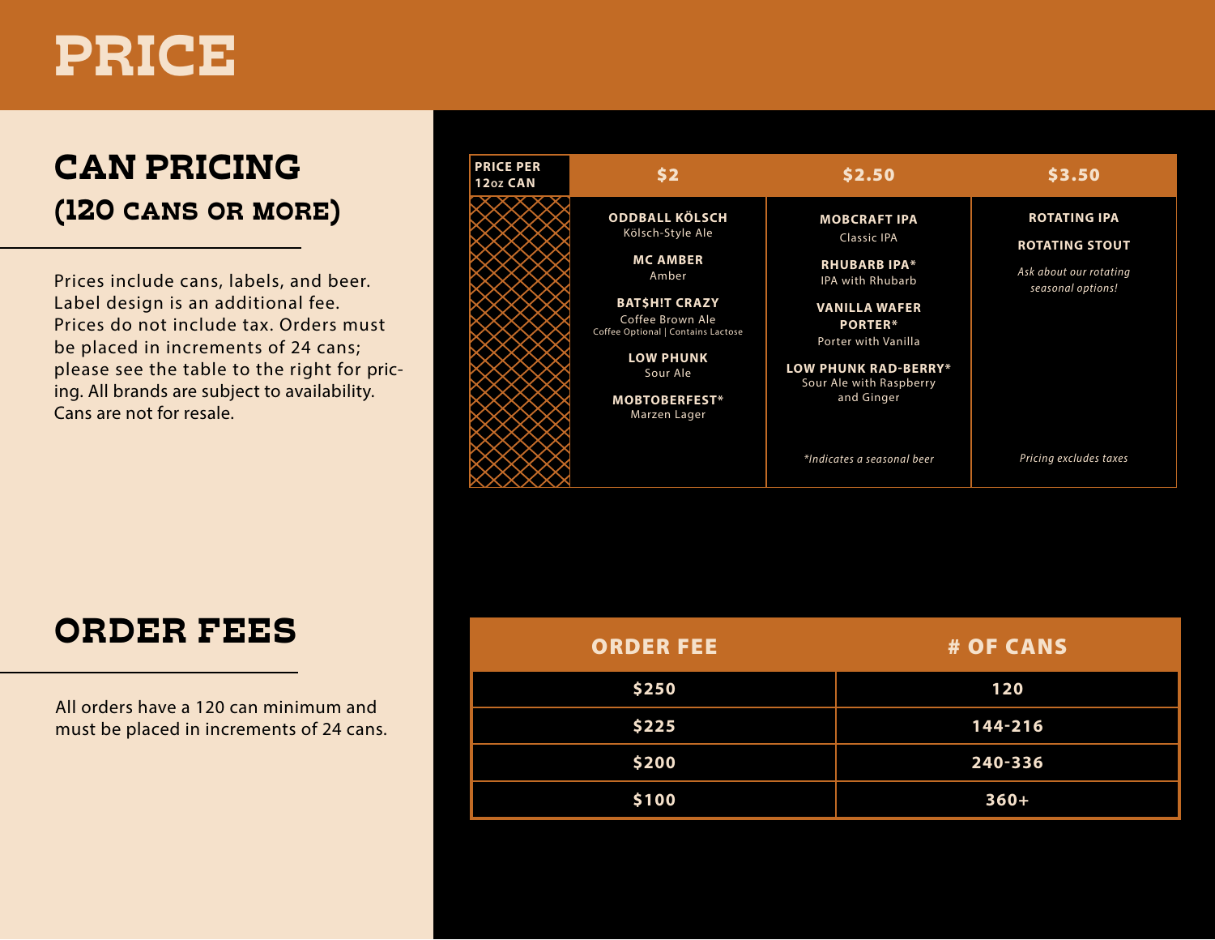# PRICE

## CAN PRICING
### (120 CANS OR MORE)

Prices include cans, labels, and beer. Label design is an additional fee. Prices do not include tax. Orders must be placed in increments of 24 cans; please see the table to the right for pricing. All brands are subject to availability. Cans are not for resale.

| PRICE PER 12oz CAN | $2 | $2.50 | $3.50 |
|---|---|---|---|
| | **ODDBALL KÖLSCH**<br>Kölsch-Style Ale<br><br>**MC AMBER**<br>Amber<br><br>**BAT$H!T CRAZY**<br>Coffee Brown Ale<br>Coffee Optional \| Contains Lactose<br><br>**LOW PHUNK**<br>Sour Ale<br><br>**MOBTOBERFEST***<br>Marzen Lager | **MOBCRAFT IPA**<br>Classic IPA<br><br>**RHUBARB IPA***<br>IPA with Rhubarb<br><br>**VANILLA WAFER PORTER***<br>Porter with Vanilla<br><br>**LOW PHUNK RAD-BERRY***<br>Sour Ale with Raspberry and Ginger<br><br>*\*Indicates a seasonal beer* | **ROTATING IPA**<br><br>**ROTATING STOUT**<br><br>*Ask about our rotating seasonal options!*<br><br>*Pricing excludes taxes* |

## ORDER FEES

All orders have a 120 can minimum and must be placed in increments of 24 cans.

| ORDER FEE | # OF CANS |
|---|---|
| $250 | 120 |
| $225 | 144-216 |
| $200 | 240-336 |
| $100 | 360+ |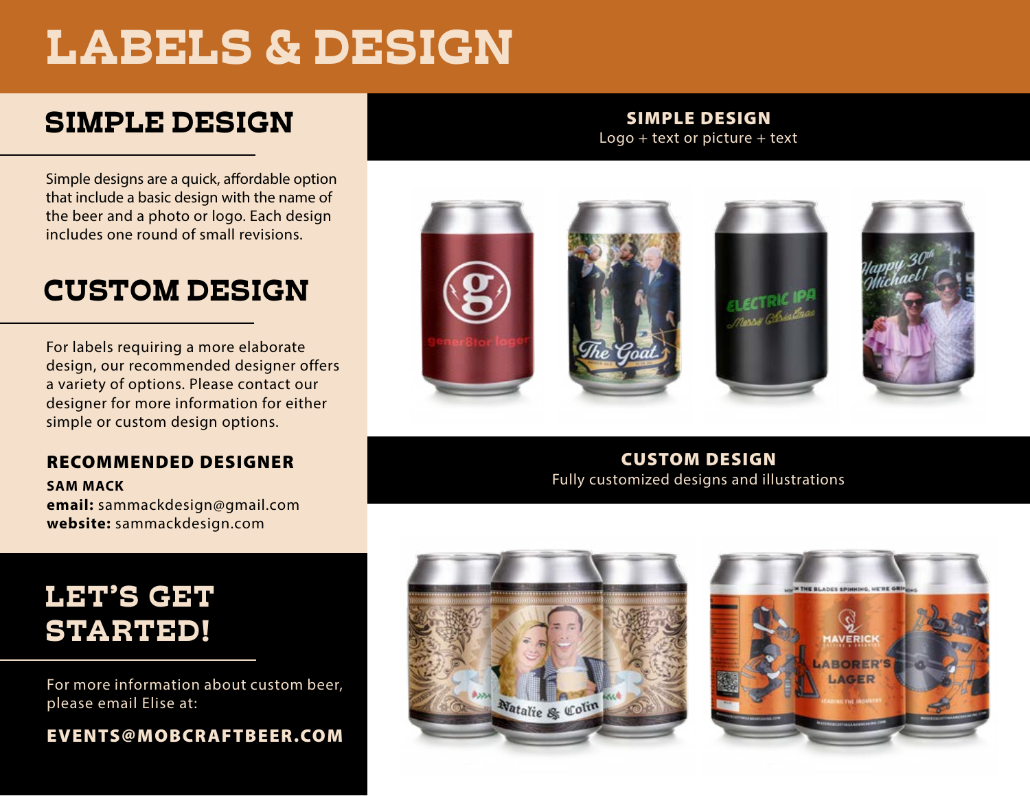# LABELS & DESIGN

## SIMPLE DESIGN

Simple designs are a quick, affordable option that include a basic design with the name of the beer and a photo or logo. Each design includes one round of small revisions.

## CUSTOM DESIGN

For labels requiring a more elaborate design, our recommended designer offers a variety of options. Please contact our designer for more information for either simple or custom design options.

### RECOMMENDED DESIGNER

**SAM MACK**
**email:** sammackdesign@gmail.com
**website:** sammackdesign.com

## LET'S GET STARTED!

For more information about custom beer, please email Elise at:

**EVENTS@MOBCRAFTBEER.COM**

### SIMPLE DESIGN

Logo + text or picture + text

### CUSTOM DESIGN

Fully customized designs and illustrations